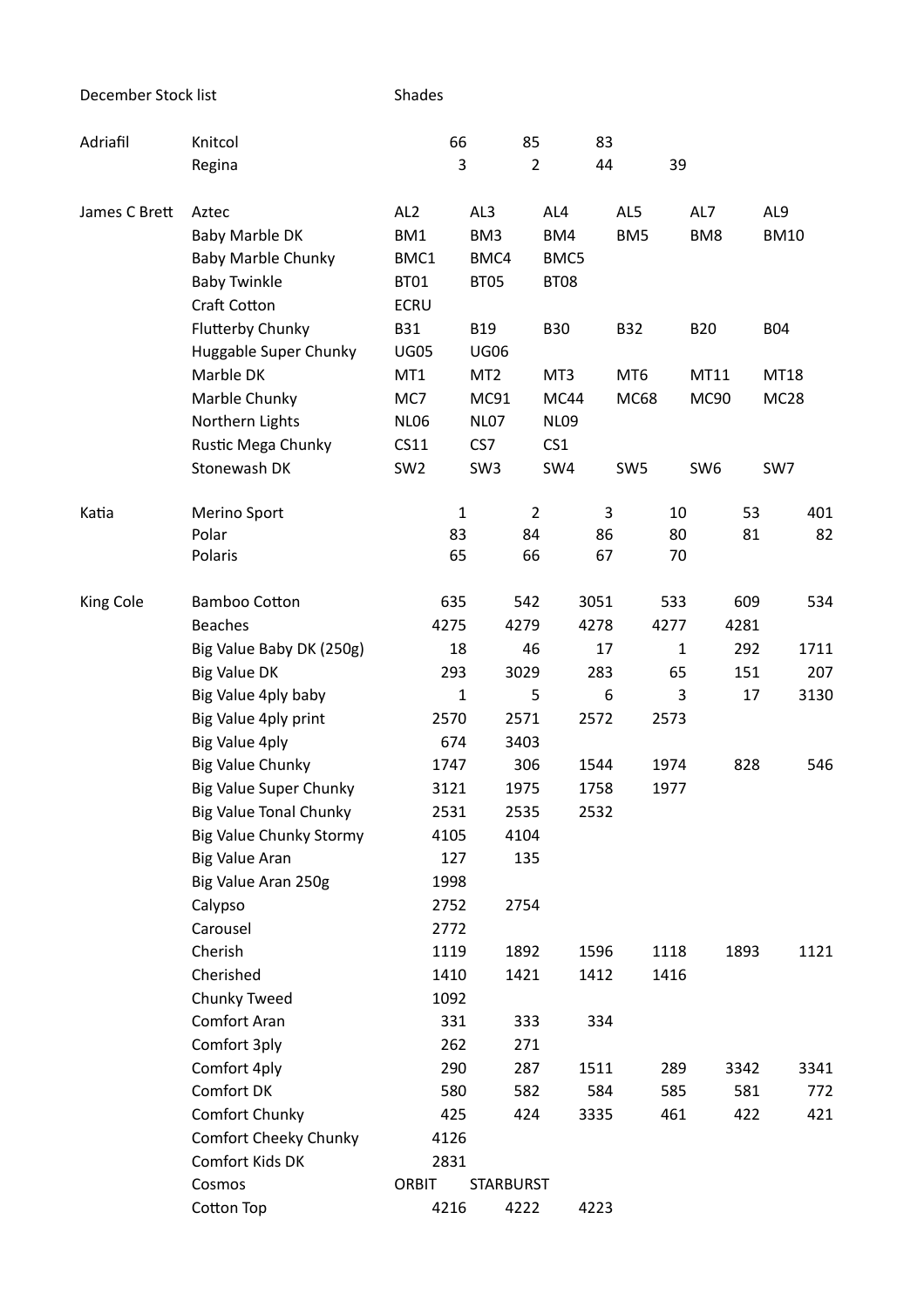| December Stock list | | Shades | | | | | |
|---|---|---|---|---|---|---|---|
| Adriafil | Knitcol | 66 | 85 | 83 | | | |
| | Regina | 3 | 2 | 44 | 39 | | |
| James C Brett | Aztec | AL2 | AL3 | AL4 | AL5 | AL7 | AL9 |
| | Baby Marble DK | BM1 | BM3 | BM4 | BM5 | BM8 | BM10 |
| | Baby Marble Chunky | BMC1 | BMC4 | BMC5 | | | |
| | Baby Twinkle | BT01 | BT05 | BT08 | | | |
| | Craft Cotton | ECRU | | | | | |
| | Flutterby Chunky | B31 | B19 | B30 | B32 | B20 | B04 |
| | Huggable Super Chunky | UG05 | UG06 | | | | |
| | Marble DK | MT1 | MT2 | MT3 | MT6 | MT11 | MT18 |
| | Marble Chunky | MC7 | MC91 | MC44 | MC68 | MC90 | MC28 |
| | Northern Lights | NL06 | NL07 | NL09 | | | |
| | Rustic Mega Chunky | CS11 | CS7 | CS1 | | | |
| | Stonewash DK | SW2 | SW3 | SW4 | SW5 | SW6 | SW7 |
| Katia | Merino Sport | 1 | 2 | 3 | 10 | 53 | 401 |
| | Polar | 83 | 84 | 86 | 80 | 81 | 82 |
| | Polaris | 65 | 66 | 67 | 70 | | |
| King Cole | Bamboo Cotton | 635 | 542 | 3051 | 533 | 609 | 534 |
| | Beaches | 4275 | 4279 | 4278 | 4277 | 4281 | |
| | Big Value Baby DK (250g) | 18 | 46 | 17 | 1 | 292 | 1711 |
| | Big Value DK | 293 | 3029 | 283 | 65 | 151 | 207 |
| | Big Value 4ply baby | 1 | 5 | 6 | 3 | 17 | 3130 |
| | Big Value 4ply print | 2570 | 2571 | 2572 | 2573 | | |
| | Big Value 4ply | 674 | 3403 | | | | |
| | Big Value Chunky | 1747 | 306 | 1544 | 1974 | 828 | 546 |
| | Big Value Super Chunky | 3121 | 1975 | 1758 | 1977 | | |
| | Big Value Tonal Chunky | 2531 | 2535 | 2532 | | | |
| | Big Value Chunky Stormy | 4105 | 4104 | | | | |
| | Big Value Aran | 127 | 135 | | | | |
| | Big Value Aran 250g | 1998 | | | | | |
| | Calypso | 2752 | 2754 | | | | |
| | Carousel | 2772 | | | | | |
| | Cherish | 1119 | 1892 | 1596 | 1118 | 1893 | 1121 |
| | Cherished | 1410 | 1421 | 1412 | 1416 | | |
| | Chunky Tweed | 1092 | | | | | |
| | Comfort Aran | 331 | 333 | 334 | | | |
| | Comfort 3ply | 262 | 271 | | | | |
| | Comfort 4ply | 290 | 287 | 1511 | 289 | 3342 | 3341 |
| | Comfort DK | 580 | 582 | 584 | 585 | 581 | 772 |
| | Comfort Chunky | 425 | 424 | 3335 | 461 | 422 | 421 |
| | Comfort Cheeky Chunky | 4126 | | | | | |
| | Comfort Kids DK | 2831 | | | | | |
| | Cosmos | ORBIT | STARBURST | | | | |
| | Cotton Top | 4216 | 4222 | 4223 | | | |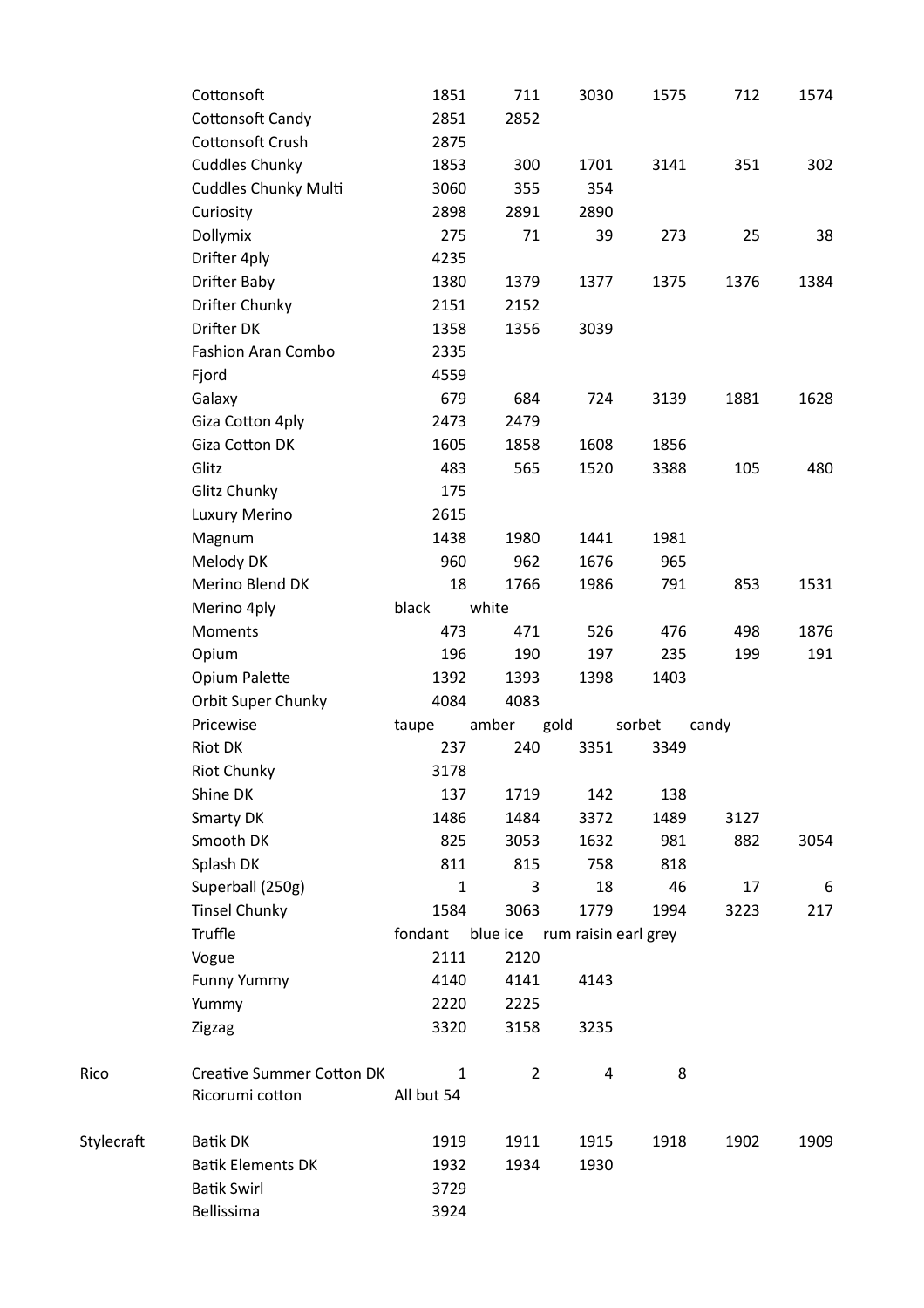| | | | | | | | |
|---|---|---|---|---|---|---|---|
| | Cottonsoft | 1851 | 711 | 3030 | 1575 | 712 | 1574 |
| | Cottonsoft Candy | 2851 | 2852 | | | | |
| | Cottonsoft Crush | 2875 | | | | | |
| | Cuddles Chunky | 1853 | 300 | 1701 | 3141 | 351 | 302 |
| | Cuddles Chunky Multi | 3060 | 355 | 354 | | | |
| | Curiosity | 2898 | 2891 | 2890 | | | |
| | Dollymix | 275 | 71 | 39 | 273 | 25 | 38 |
| | Drifter 4ply | 4235 | | | | | |
| | Drifter Baby | 1380 | 1379 | 1377 | 1375 | 1376 | 1384 |
| | Drifter Chunky | 2151 | 2152 | | | | |
| | Drifter DK | 1358 | 1356 | 3039 | | | |
| | Fashion Aran Combo | 2335 | | | | | |
| | Fjord | 4559 | | | | | |
| | Galaxy | 679 | 684 | 724 | 3139 | 1881 | 1628 |
| | Giza Cotton 4ply | 2473 | 2479 | | | | |
| | Giza Cotton DK | 1605 | 1858 | 1608 | 1856 | | |
| | Glitz | 483 | 565 | 1520 | 3388 | 105 | 480 |
| | Glitz Chunky | 175 | | | | | |
| | Luxury Merino | 2615 | | | | | |
| | Magnum | 1438 | 1980 | 1441 | 1981 | | |
| | Melody DK | 960 | 962 | 1676 | 965 | | |
| | Merino Blend DK | 18 | 1766 | 1986 | 791 | 853 | 1531 |
| | Merino 4ply | black | white | | | | |
| | Moments | 473 | 471 | 526 | 476 | 498 | 1876 |
| | Opium | 196 | 190 | 197 | 235 | 199 | 191 |
| | Opium Palette | 1392 | 1393 | 1398 | 1403 | | |
| | Orbit Super Chunky | 4084 | 4083 | | | | |
| | Pricewise | taupe | amber | gold | sorbet | candy | |
| | Riot DK | 237 | 240 | 3351 | 3349 | | |
| | Riot Chunky | 3178 | | | | | |
| | Shine DK | 137 | 1719 | 142 | 138 | | |
| | Smarty DK | 1486 | 1484 | 3372 | 1489 | 3127 | |
| | Smooth DK | 825 | 3053 | 1632 | 981 | 882 | 3054 |
| | Splash DK | 811 | 815 | 758 | 818 | | |
| | Superball (250g) | 1 | 3 | 18 | 46 | 17 | 6 |
| | Tinsel Chunky | 1584 | 3063 | 1779 | 1994 | 3223 | 217 |
| | Truffle | fondant | blue ice | rum raisin | earl grey | | |
| | Vogue | 2111 | 2120 | | | | |
| | Funny Yummy | 4140 | 4141 | 4143 | | | |
| | Yummy | 2220 | 2225 | | | | |
| | Zigzag | 3320 | 3158 | 3235 | | | |
| Rico | Creative Summer Cotton DK | 1 | 2 | 4 | 8 | | |
| | Ricorumi cotton | All but 54 | | | | | |
| Stylecraft | Batik DK | 1919 | 1911 | 1915 | 1918 | 1902 | 1909 |
| | Batik Elements DK | 1932 | 1934 | 1930 | | | |
| | Batik Swirl | 3729 | | | | | |
| | Bellissima | 3924 | | | | | |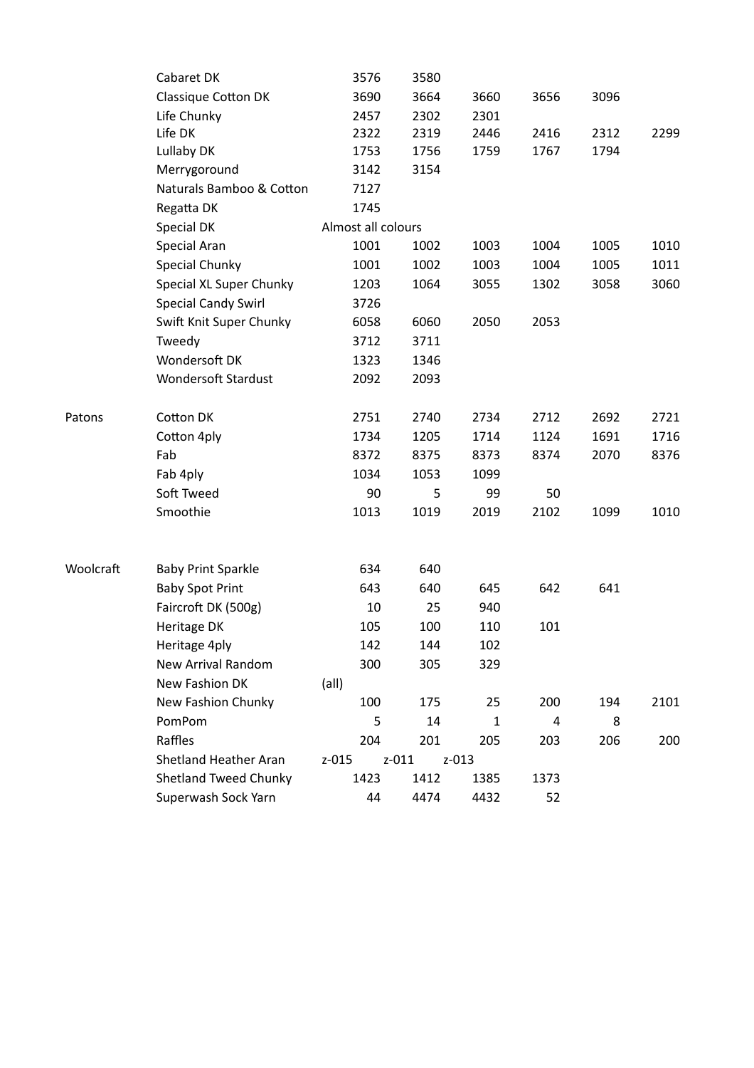| | | | | | | | |
|---|---|---|---|---|---|---|---|
| | Cabaret DK | 3576 | 3580 | | | | |
| | Classique Cotton DK | 3690 | 3664 | 3660 | 3656 | 3096 | |
| | Life Chunky | 2457 | 2302 | 2301 | | | |
| | Life DK | 2322 | 2319 | 2446 | 2416 | 2312 | 2299 |
| | Lullaby DK | 1753 | 1756 | 1759 | 1767 | 1794 | |
| | Merrygoround | 3142 | 3154 | | | | |
| | Naturals Bamboo & Cotton | 7127 | | | | | |
| | Regatta DK | 1745 | | | | | |
| | Special DK | Almost all colours | | | | | |
| | Special Aran | 1001 | 1002 | 1003 | 1004 | 1005 | 1010 |
| | Special Chunky | 1001 | 1002 | 1003 | 1004 | 1005 | 1011 |
| | Special XL Super Chunky | 1203 | 1064 | 3055 | 1302 | 3058 | 3060 |
| | Special Candy Swirl | 3726 | | | | | |
| | Swift Knit Super Chunky | 6058 | 6060 | 2050 | 2053 | | |
| | Tweedy | 3712 | 3711 | | | | |
| | Wondersoft DK | 1323 | 1346 | | | | |
| | Wondersoft Stardust | 2092 | 2093 | | | | |
| | | | | | | | |
| Patons | Cotton DK | 2751 | 2740 | 2734 | 2712 | 2692 | 2721 |
| | Cotton 4ply | 1734 | 1205 | 1714 | 1124 | 1691 | 1716 |
| | Fab | 8372 | 8375 | 8373 | 8374 | 2070 | 8376 |
| | Fab 4ply | 1034 | 1053 | 1099 | | | |
| | Soft Tweed | 90 | 5 | 99 | 50 | | |
| | Smoothie | 1013 | 1019 | 2019 | 2102 | 1099 | 1010 |
| | | | | | | | |
| Woolcraft | Baby Print Sparkle | 634 | 640 | | | | |
| | Baby Spot Print | 643 | 640 | 645 | 642 | 641 | |
| | Faircroft DK (500g) | 10 | 25 | 940 | | | |
| | Heritage DK | 105 | 100 | 110 | 101 | | |
| | Heritage 4ply | 142 | 144 | 102 | | | |
| | New Arrival Random | 300 | 305 | 329 | | | |
| | New Fashion DK | (all) | | | | | |
| | New Fashion Chunky | 100 | 175 | 25 | 200 | 194 | 2101 |
| | PomPom | 5 | 14 | 1 | 4 | 8 | |
| | Raffles | 204 | 201 | 205 | 203 | 206 | 200 |
| | Shetland Heather Aran | z-015 | z-011 | z-013 | | | |
| | Shetland Tweed Chunky | 1423 | 1412 | 1385 | 1373 | | |
| | Superwash Sock Yarn | 44 | 4474 | 4432 | 52 | | |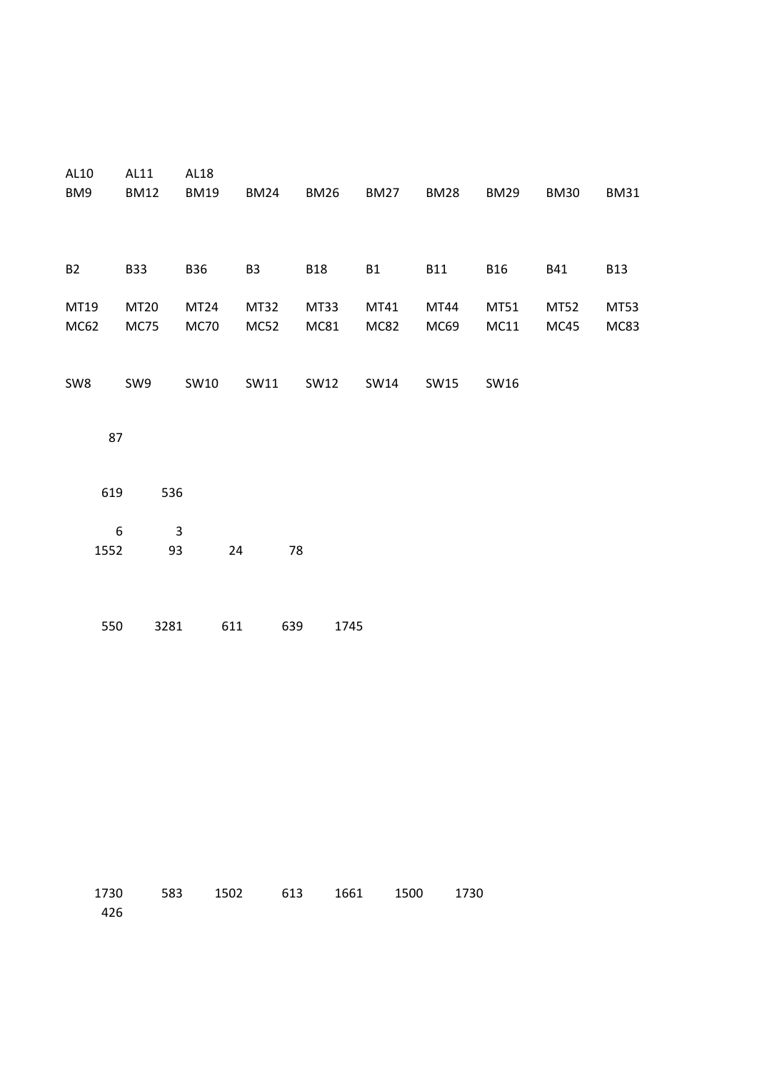| | | | | | | | | | |
|---|---|---|---|---|---|---|---|---|---|
| AL10 | AL11 | AL18 | | | | | | | |
| BM9 | BM12 | BM19 | BM24 | BM26 | BM27 | BM28 | BM29 | BM30 | BM31 |
| | | | | | | | | | |
| B2 | B33 | B36 | B3 | B18 | B1 | B11 | B16 | B41 | B13 |
| | | | | | | | | | |
| MT19 | MT20 | MT24 | MT32 | MT33 | MT41 | MT44 | MT51 | MT52 | MT53 |
| MC62 | MC75 | MC70 | MC52 | MC81 | MC82 | MC69 | MC11 | MC45 | MC83 |
| | | | | | | | | | |
| SW8 | SW9 | SW10 | SW11 | SW12 | SW14 | SW15 | SW16 | | |
| | | | | | | | | | |
| 87 | | | | | | | | | |
| | | | | | | | | | |
| 619 | 536 | | | | | | | | |
| | | | | | | | | | |
| 6 | 3 | | | | | | | | |
| 1552 | 93 | 24 | 78 | | | | | | |
| | | | | | | | | | |
| 550 | 3281 | 611 | 639 | 1745 | | | | | |
| | | | | | | | | | |
| 1730 | 583 | 1502 | 613 | 1661 | 1500 | 1730 | | | |
| 426 | | | | | | | | | |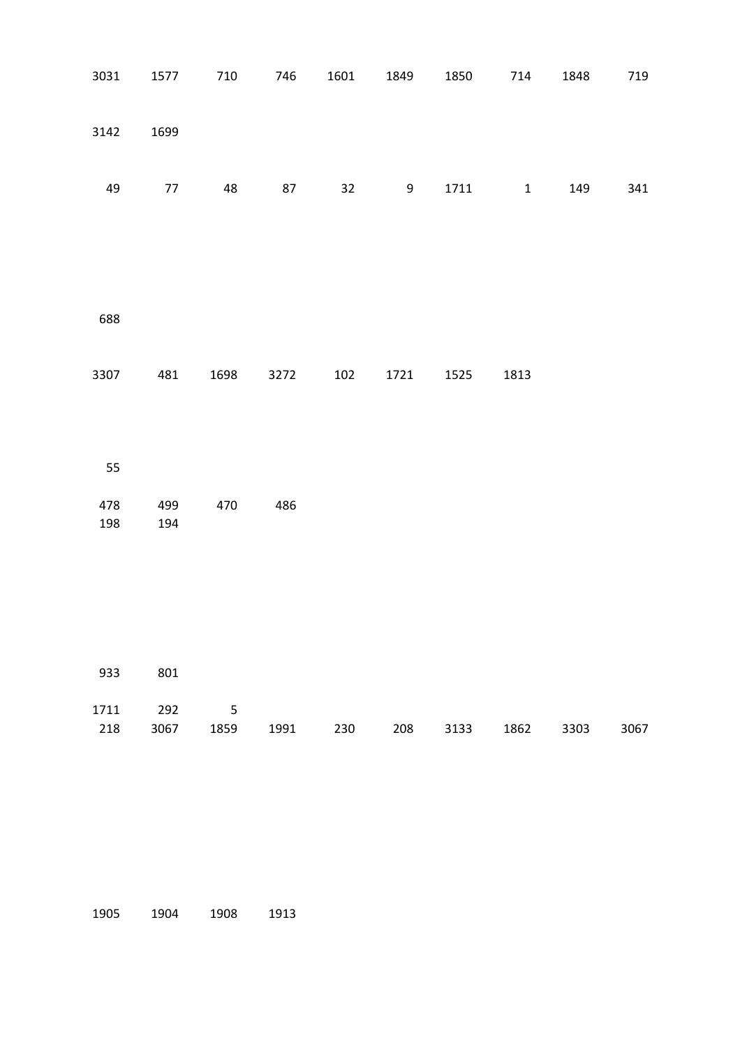| | | | | | | | | | |
|---|---|---|---|---|---|---|---|---|---|
| 3031 | 1577 | 710 | 746 | 1601 | 1849 | 1850 | 714 | 1848 | 719 |
| 3142 | 1699 | | | | | | | | |
| 49 | 77 | 48 | 87 | 32 | 9 | 1711 | 1 | 149 | 341 |
| 688 | | | | | | | | | |
| 3307 | 481 | 1698 | 3272 | 102 | 1721 | 1525 | 1813 | | |
| 55 | | | | | | | | | |
| 478 | 499 | 470 | 486 | | | | | | |
| 198 | 194 | | | | | | | | |
| 933 | 801 | | | | | | | | |
| 1711 | 292 | 5 | | | | | | | |
| 218 | 3067 | 1859 | 1991 | 230 | 208 | 3133 | 1862 | 3303 | 3067 |
| 1905 | 1904 | 1908 | 1913 | | | | | | |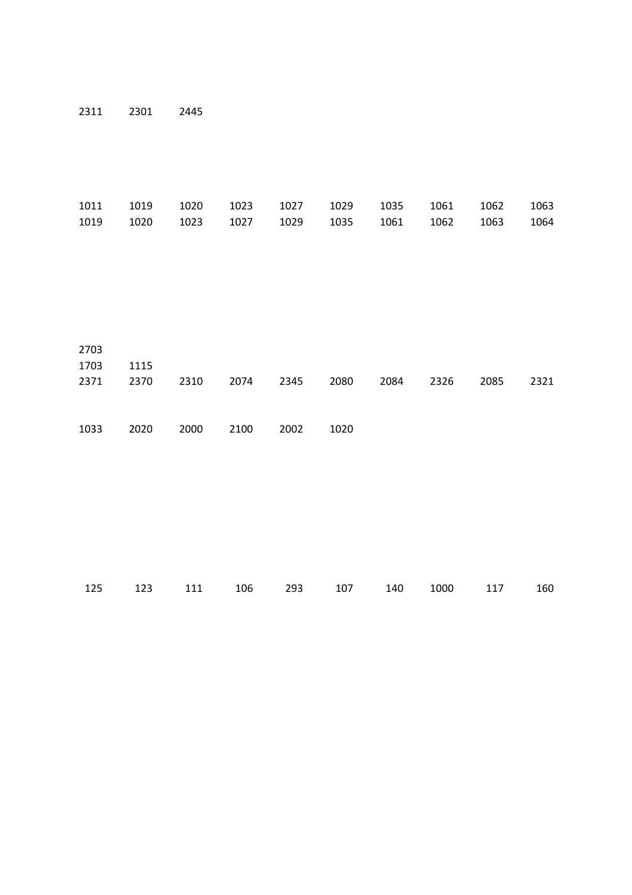2311 2301 2445

| | | | | | | | | | |
|---|---|---|---|---|---|---|---|---|---|
| 1011 | 1019 | 1020 | 1023 | 1027 | 1029 | 1035 | 1061 | 1062 | 1063 |
| 1019 | 1020 | 1023 | 1027 | 1029 | 1035 | 1061 | 1062 | 1063 | 1064 |

| | | | | | | | | | |
|---|---|---|---|---|---|---|---|---|---|
| 2703 | | | | | | | | | |
| 1703 | 1115 | | | | | | | | |
| 2371 | 2370 | 2310 | 2074 | 2345 | 2080 | 2084 | 2326 | 2085 | 2321 |

1033 2020 2000 2100 2002 1020

125 123 111 106 293 107 140 1000 117 160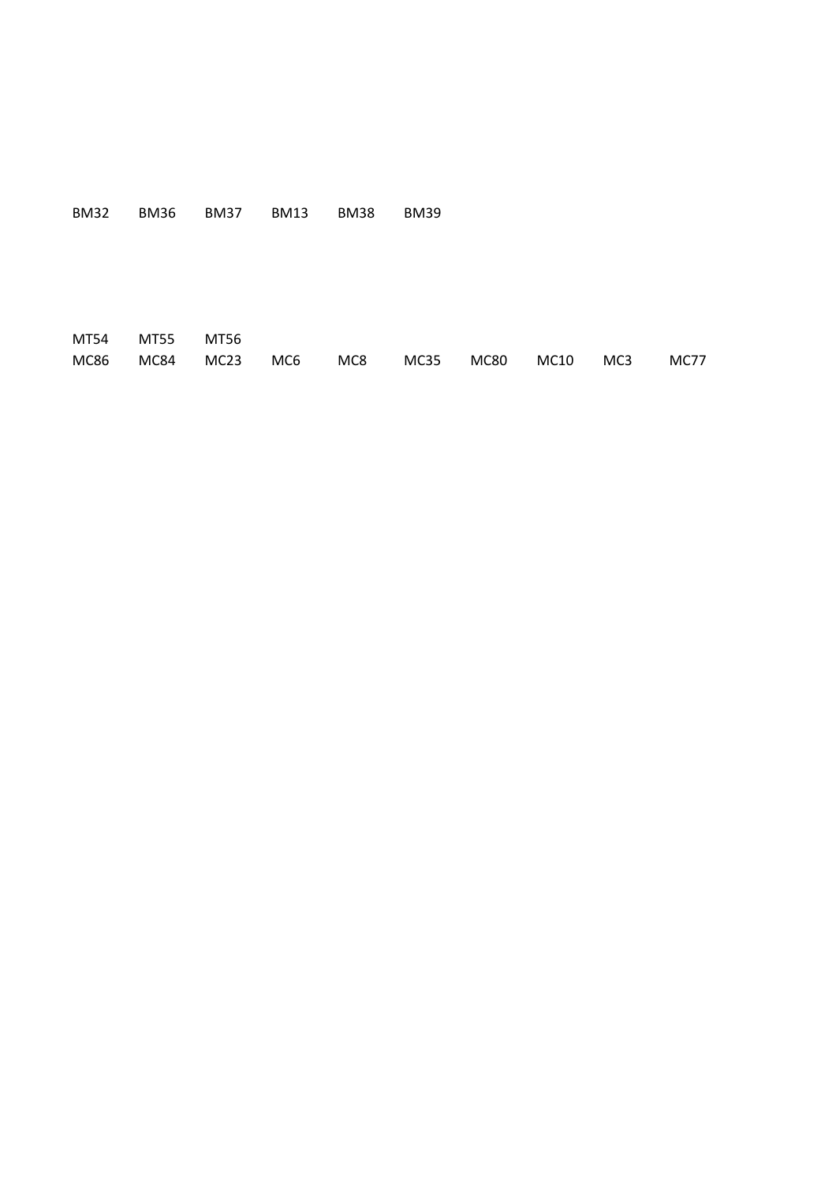| BM32 | BM36 | BM37 | BM13 | BM38 | BM39 | | | | |
|---|---|---|---|---|---|---|---|---|---|

| MT54 | MT55 | MT56 | | | | | | | |
|---|---|---|---|---|---|---|---|---|---|
| MC86 | MC84 | MC23 | MC6 | MC8 | MC35 | MC80 | MC10 | MC3 | MC77 |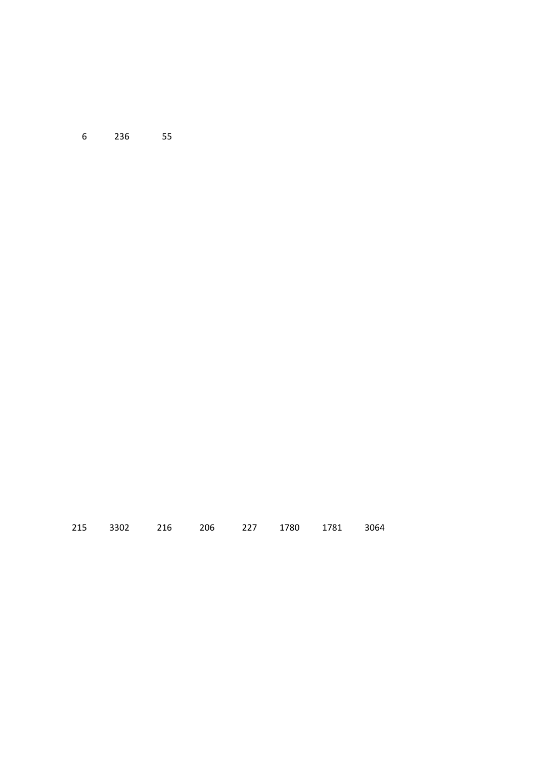6 236 55

215 3302 216 206 227 1780 1781 3064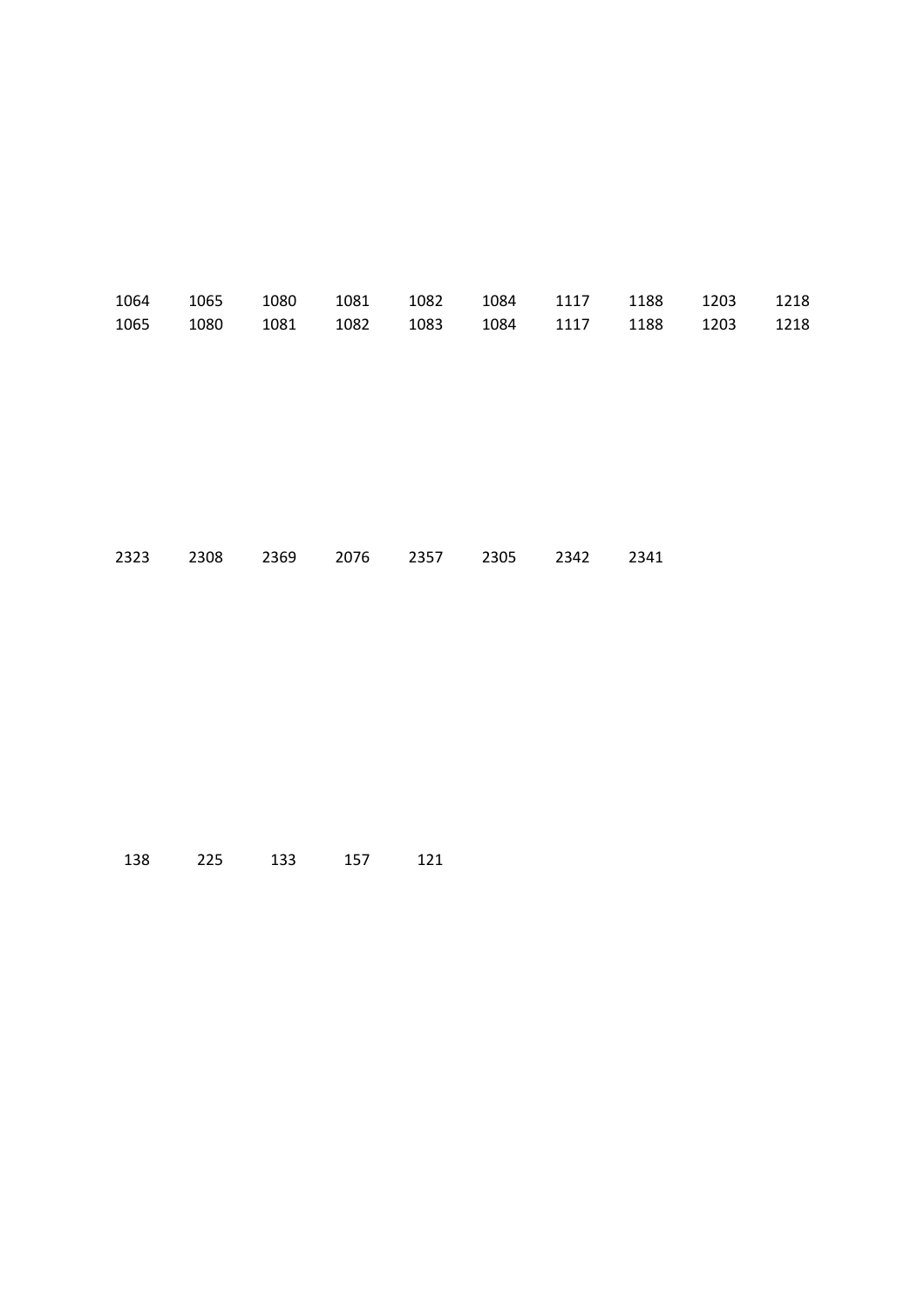| 1064 | 1065 | 1080 | 1081 | 1082 | 1084 | 1117 | 1188 | 1203 | 1218 |
|---|---|---|---|---|---|---|---|---|---|
| 1065 | 1080 | 1081 | 1082 | 1083 | 1084 | 1117 | 1188 | 1203 | 1218 |

| 2323 | 2308 | 2369 | 2076 | 2357 | 2305 | 2342 | 2341 |
|---|---|---|---|---|---|---|---|

| 138 | 225 | 133 | 157 | 121 |
|---|---|---|---|---|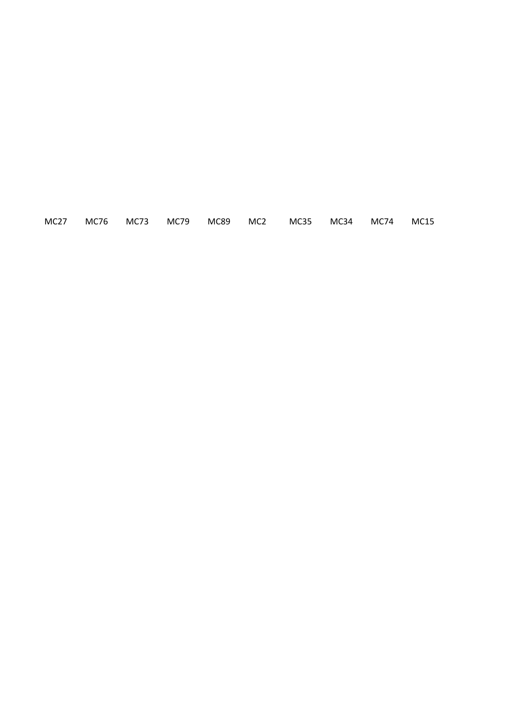MC27 MC76 MC73 MC79 MC89 MC2 MC35 MC34 MC74 MC15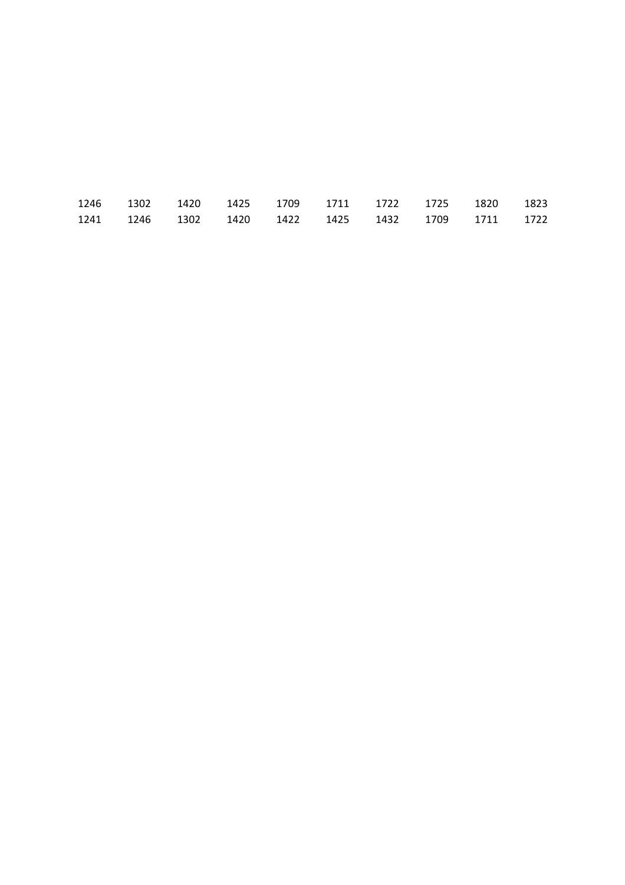| 1246 | 1302 | 1420 | 1425 | 1709 | 1711 | 1722 | 1725 | 1820 | 1823 |
|---|---|---|---|---|---|---|---|---|---|
| 1241 | 1246 | 1302 | 1420 | 1422 | 1425 | 1432 | 1709 | 1711 | 1722 |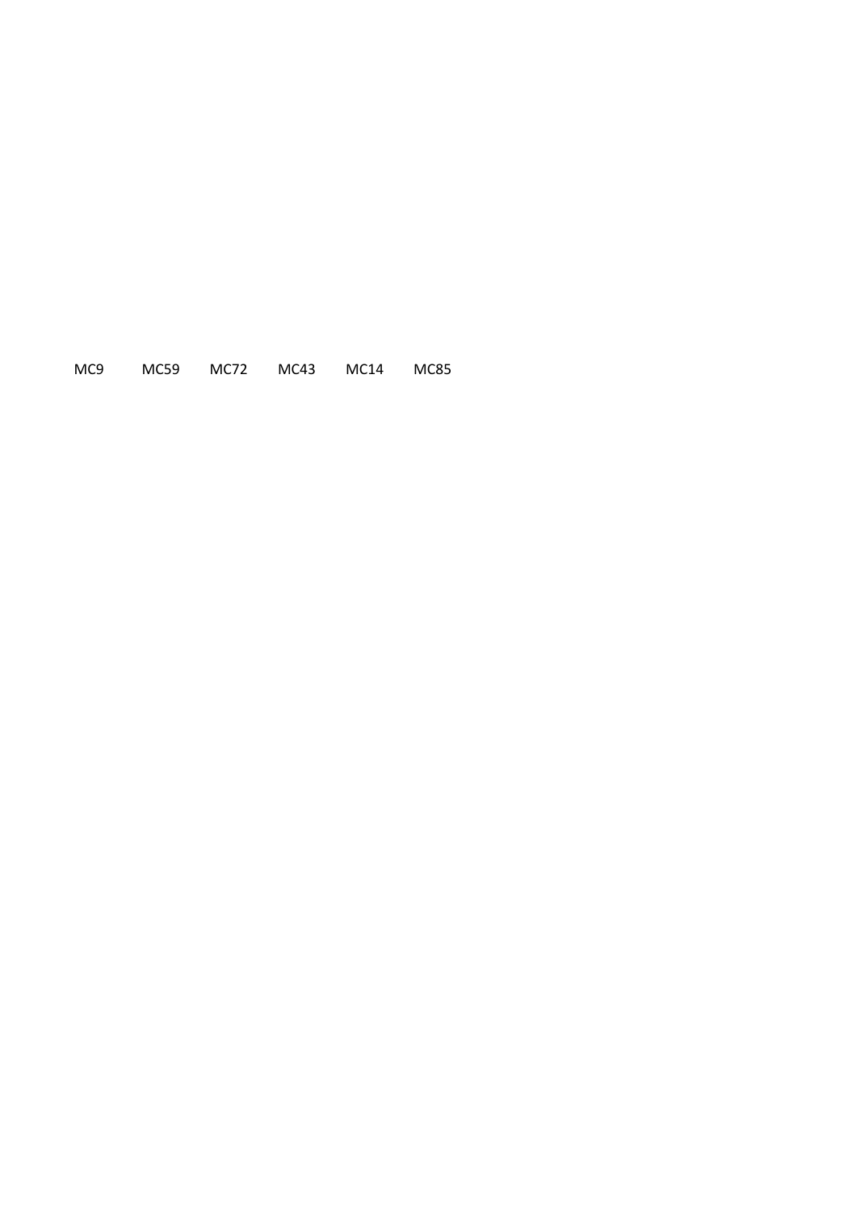MC9 MC59 MC72 MC43 MC14 MC85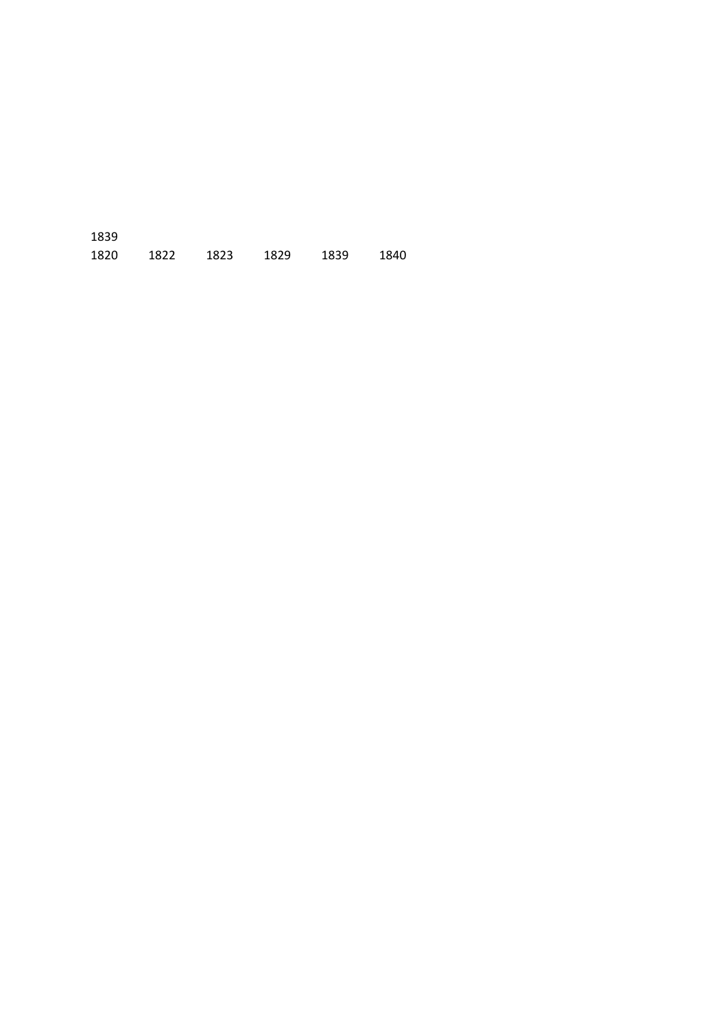1839

1820 1822 1823 1829 1839 1840